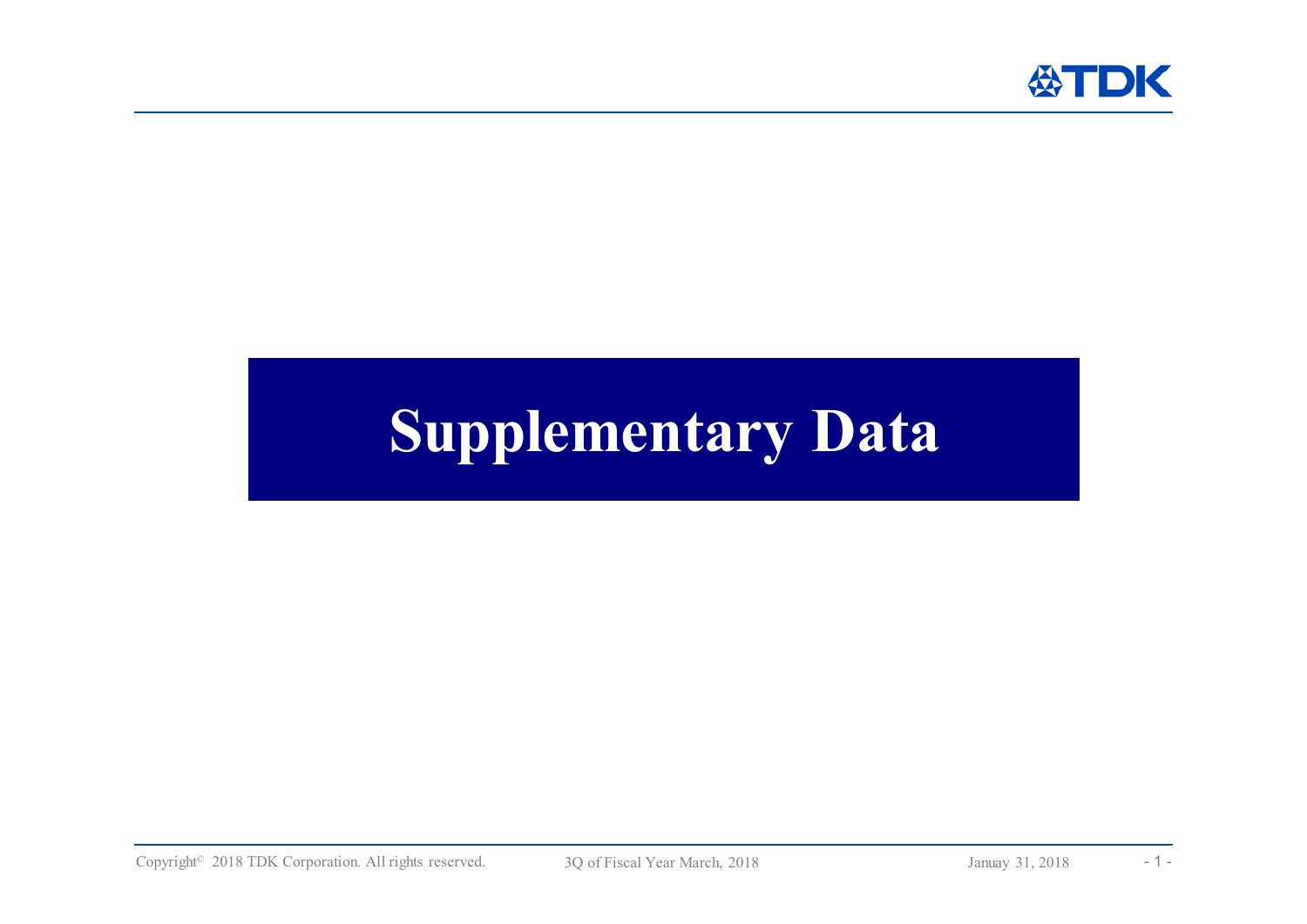# Supplementary Data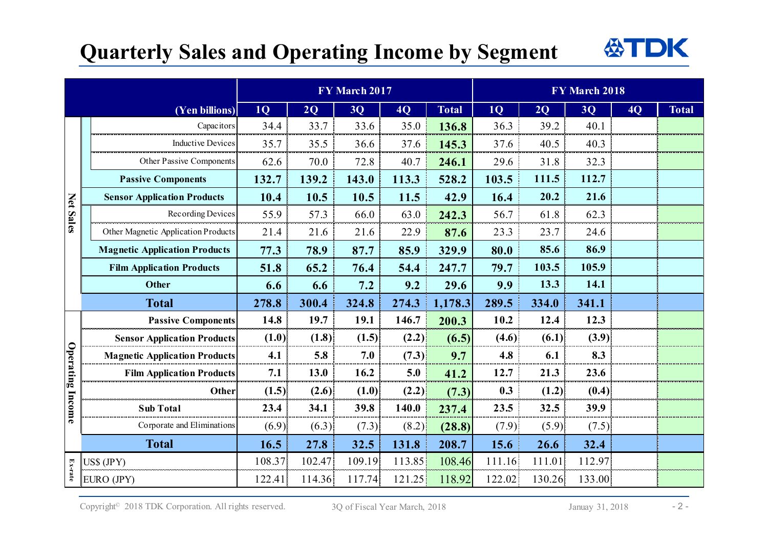# Quarterly Sales and Operating Income by Segment

| | | (Yen billions) | FY March 2017 | | | | | FY March 2018 | | | | |
|---|---|---|---|---|---|---|---|---|---|---|---|---|
| | | | 1Q | 2Q | 3Q | 4Q | Total | 1Q | 2Q | 3Q | 4Q | Total |
| Net Sales | | Capacitors | 34.4 | 33.7 | 33.6 | 35.0 | 136.8 | 36.3 | 39.2 | 40.1 | | |
| | | Inductive Devices | 35.7 | 35.5 | 36.6 | 37.6 | 145.3 | 37.6 | 40.5 | 40.3 | | |
| | | Other Passive Components | 62.6 | 70.0 | 72.8 | 40.7 | 246.1 | 29.6 | 31.8 | 32.3 | | |
| | **Passive Components** | | **132.7** | **139.2** | **143.0** | **113.3** | **528.2** | **103.5** | **111.5** | **112.7** | | |
| | **Sensor Application Products** | | **10.4** | **10.5** | **10.5** | **11.5** | **42.9** | **16.4** | **20.2** | **21.6** | | |
| | | Recording Devices | 55.9 | 57.3 | 66.0 | 63.0 | 242.3 | 56.7 | 61.8 | 62.3 | | |
| | | Other Magnetic Application Products | 21.4 | 21.6 | 21.6 | 22.9 | 87.6 | 23.3 | 23.7 | 24.6 | | |
| | **Magnetic Application Products** | | **77.3** | **78.9** | **87.7** | **85.9** | **329.9** | **80.0** | **85.6** | **86.9** | | |
| | **Film Application Products** | | **51.8** | **65.2** | **76.4** | **54.4** | **247.7** | **79.7** | **103.5** | **105.9** | | |
| | **Other** | | **6.6** | **6.6** | **7.2** | **9.2** | **29.6** | **9.9** | **13.3** | **14.1** | | |
| | **Total** | | **278.8** | **300.4** | **324.8** | **274.3** | **1,178.3** | **289.5** | **334.0** | **341.1** | | |
| Operating Income | **Passive Components** | | **14.8** | **19.7** | **19.1** | **146.7** | **200.3** | **10.2** | **12.4** | **12.3** | | |
| | **Sensor Application Products** | | **(1.0)** | **(1.8)** | **(1.5)** | **(2.2)** | **(6.5)** | **(4.6)** | **(6.1)** | **(3.9)** | | |
| | **Magnetic Application Products** | | **4.1** | **5.8** | **7.0** | **(7.3)** | **9.7** | **4.8** | **6.1** | **8.3** | | |
| | **Film Application Products** | | **7.1** | **13.0** | **16.2** | **5.0** | **41.2** | **12.7** | **21.3** | **23.6** | | |
| | **Other** | | **(1.5)** | **(2.6)** | **(1.0)** | **(2.2)** | **(7.3)** | **0.3** | **(1.2)** | **(0.4)** | | |
| | **Sub Total** | | **23.4** | **34.1** | **39.8** | **140.0** | **237.4** | **23.5** | **32.5** | **39.9** | | |
| | Corporate and Eliminations | | (6.9) | (6.3) | (7.3) | (8.2) | **(28.8)** | (7.9) | (5.9) | (7.5) | | |
| | **Total** | | **16.5** | **27.8** | **32.5** | **131.8** | **208.7** | **15.6** | **26.6** | **32.4** | | |
| Ex-rate | US$ (JPY) | | 108.37 | 102.47 | 109.19 | 113.85 | 108.46 | 111.16 | 111.01 | 112.97 | | |
| | EURO (JPY) | | 122.41 | 114.36 | 117.74 | 121.25 | 118.92 | 122.02 | 130.26 | 133.00 | | |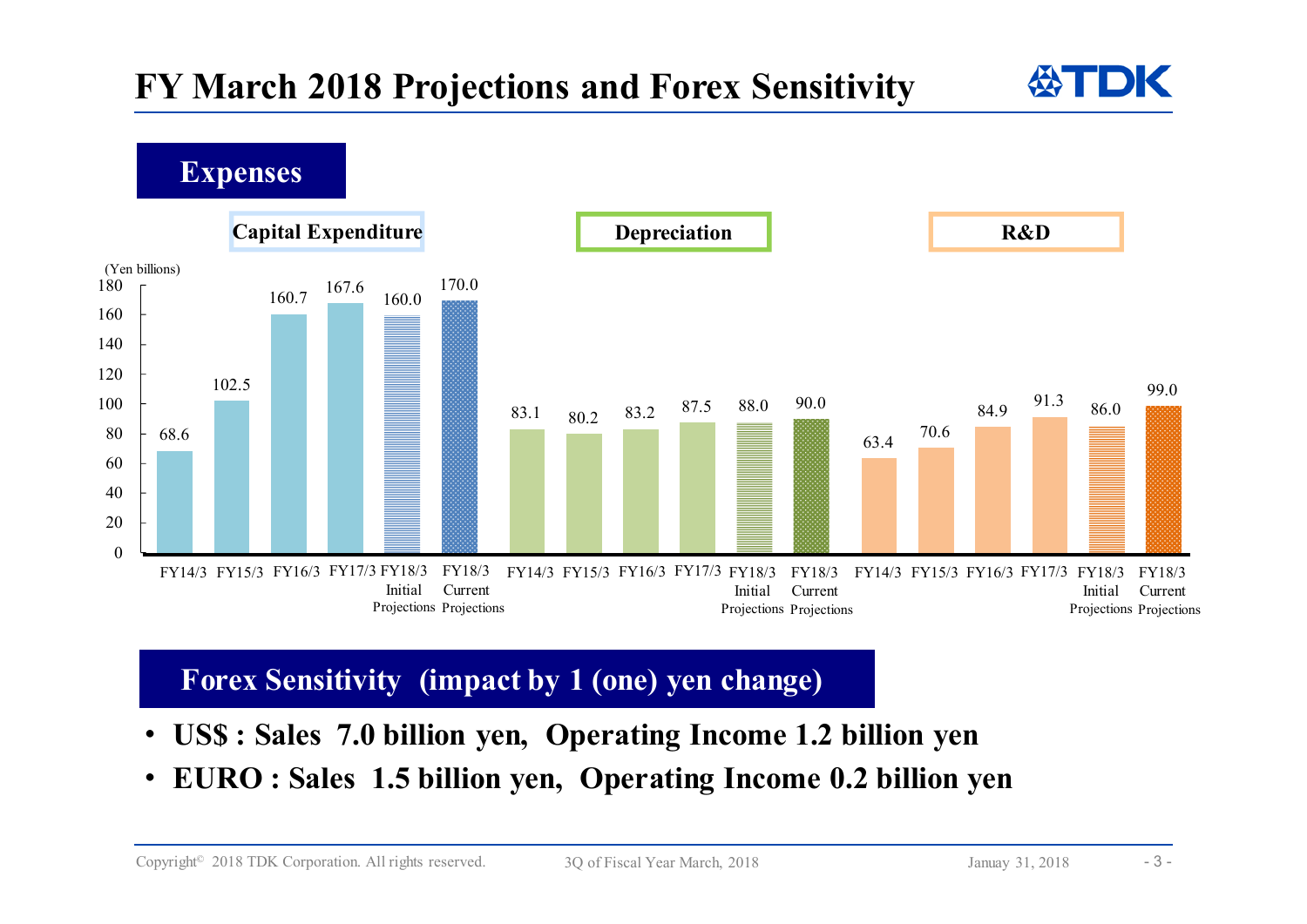# FY March 2018 Projections and Forex Sensitivity

## Expenses

(Yen billions)

| | FY14/3 | FY15/3 | FY16/3 | FY17/3 | FY18/3 Initial Projections | FY18/3 Current Projections |
|---|---|---|---|---|---|---|
| Capital Expenditure | 68.6 | 102.5 | 160.7 | 167.6 | 160.0 | 170.0 |
| Depreciation | 83.1 | 80.2 | 83.2 | 87.5 | 88.0 | 90.0 |
| R&D | 63.4 | 70.6 | 84.9 | 91.3 | 86.0 | 99.0 |

## Forex Sensitivity (impact by 1 (one) yen change)

- **US$ : Sales 7.0 billion yen, Operating Income 1.2 billion yen**
- **EURO : Sales 1.5 billion yen, Operating Income 0.2 billion yen**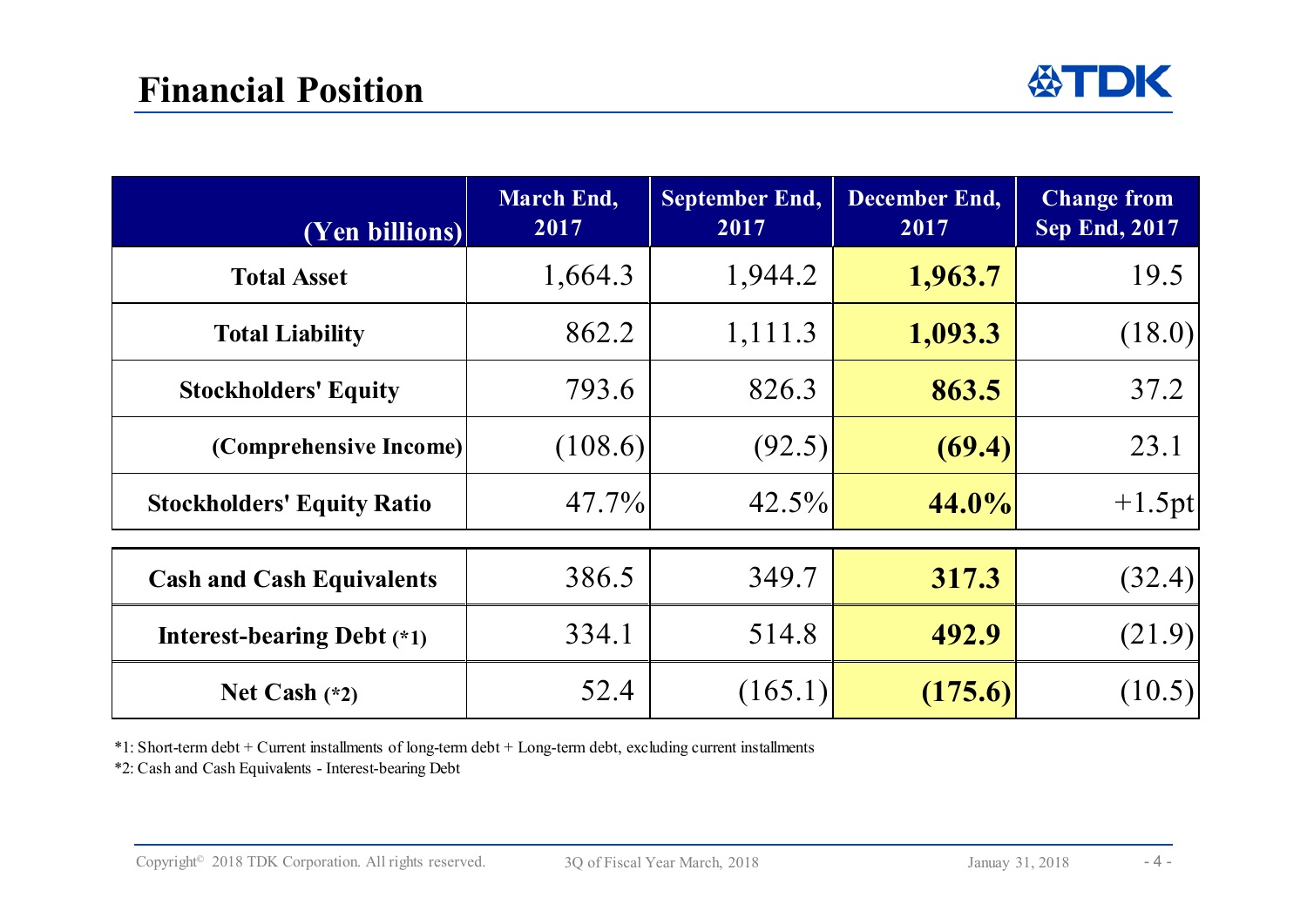# Financial Position

| (Yen billions) | March End, 2017 | September End, 2017 | December End, 2017 | Change from Sep End, 2017 |
|---|---|---|---|---|
| **Total Asset** | 1,664.3 | 1,944.2 | **1,963.7** | 19.5 |
| **Total Liability** | 862.2 | 1,111.3 | **1,093.3** | (18.0) |
| **Stockholders' Equity** | 793.6 | 826.3 | **863.5** | 37.2 |
| **(Comprehensive Income)** | (108.6) | (92.5) | **(69.4)** | 23.1 |
| **Stockholders' Equity Ratio** | 47.7% | 42.5% | **44.0%** | +1.5pt |
| **Cash and Cash Equivalents** | 386.5 | 349.7 | **317.3** | (32.4) |
| **Interest-bearing Debt (*1)** | 334.1 | 514.8 | **492.9** | (21.9) |
| **Net Cash (*2)** | 52.4 | (165.1) | **(175.6)** | (10.5) |

*1: Short-term debt + Current installments of long-term debt + Long-term debt, excluding current installments

*2: Cash and Cash Equivalents - Interest-bearing Debt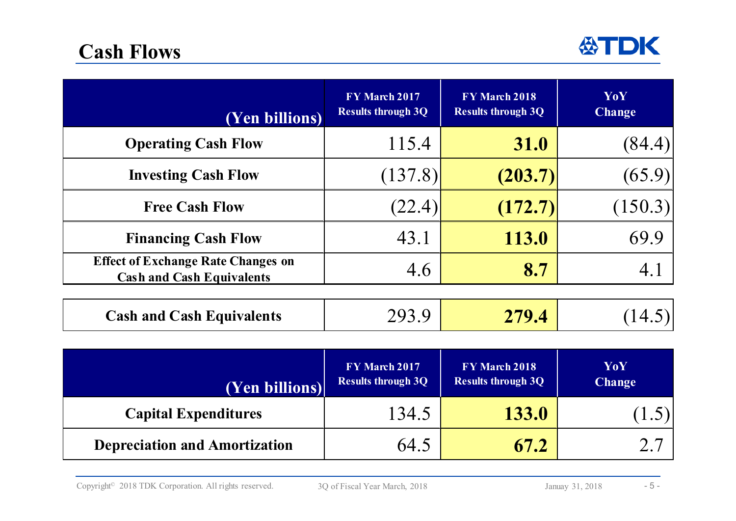## Cash Flows

| (Yen billions) | FY March 2017 Results through 3Q | FY March 2018 Results through 3Q | YoY Change |
|---|---|---|---|
| **Operating Cash Flow** | 115.4 | **31.0** | (84.4) |
| **Investing Cash Flow** | (137.8) | **(203.7)** | (65.9) |
| **Free Cash Flow** | (22.4) | **(172.7)** | (150.3) |
| **Financing Cash Flow** | 43.1 | **113.0** | 69.9 |
| **Effect of Exchange Rate Changes on Cash and Cash Equivalents** | 4.6 | **8.7** | 4.1 |
| **Cash and Cash Equivalents** | 293.9 | **279.4** | (14.5) |

| (Yen billions) | FY March 2017 Results through 3Q | FY March 2018 Results through 3Q | YoY Change |
|---|---|---|---|
| **Capital Expenditures** | 134.5 | **133.0** | (1.5) |
| **Depreciation and Amortization** | 64.5 | **67.2** | 2.7 |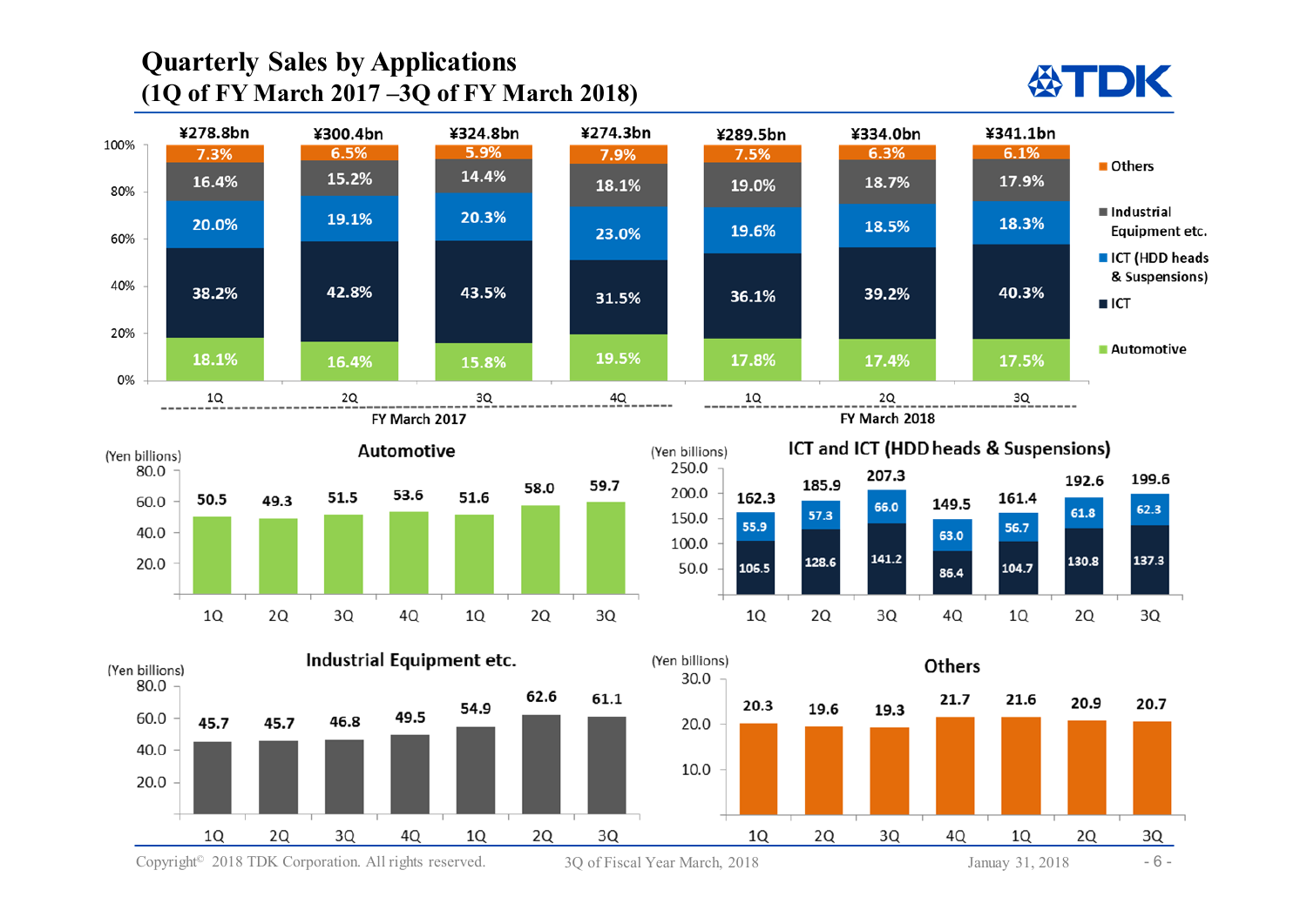# Quarterly Sales by Applications
## (1Q of FY March 2017 –3Q of FY March 2018)

| | FY March 2017 1Q | FY March 2017 2Q | FY March 2017 3Q | FY March 2017 4Q | FY March 2018 1Q | FY March 2018 2Q | FY March 2018 3Q |
|---|---|---|---|---|---|---|---|
| Total | ¥278.8bn | ¥300.4bn | ¥324.8bn | ¥274.3bn | ¥289.5bn | ¥334.0bn | ¥341.1bn |
| Others | 7.3% | 6.5% | 5.9% | 7.9% | 7.5% | 6.3% | 6.1% |
| Industrial Equipment etc. | 16.4% | 15.2% | 14.4% | 18.1% | 19.0% | 18.7% | 17.9% |
| ICT (HDD heads & Suspensions) | 20.0% | 19.1% | 20.3% | 23.0% | 19.6% | 18.5% | 18.3% |
| ICT | 38.2% | 42.8% | 43.5% | 31.5% | 36.1% | 39.2% | 40.3% |
| Automotive | 18.1% | 16.4% | 15.8% | 19.5% | 17.8% | 17.4% | 17.5% |

### Automotive (Yen billions)

| 1Q | 2Q | 3Q | 4Q | 1Q | 2Q | 3Q |
|---|---|---|---|---|---|---|
| 50.5 | 49.3 | 51.5 | 53.6 | 51.6 | 58.0 | 59.7 |

### ICT and ICT (HDD heads & Suspensions) (Yen billions)

| | 1Q | 2Q | 3Q | 4Q | 1Q | 2Q | 3Q |
|---|---|---|---|---|---|---|---|
| Total | 162.3 | 185.9 | 207.3 | 149.5 | 161.4 | 192.6 | 199.6 |
| ICT (HDD heads & Suspensions) | 55.9 | 57.3 | 66.0 | 63.0 | 56.7 | 61.8 | 62.3 |
| ICT | 106.5 | 128.6 | 141.2 | 86.4 | 104.7 | 130.8 | 137.3 |

### Industrial Equipment etc. (Yen billions)

| 1Q | 2Q | 3Q | 4Q | 1Q | 2Q | 3Q |
|---|---|---|---|---|---|---|
| 45.7 | 45.7 | 46.8 | 49.5 | 54.9 | 62.6 | 61.1 |

### Others (Yen billions)

| 1Q | 2Q | 3Q | 4Q | 1Q | 2Q | 3Q |
|---|---|---|---|---|---|---|
| 20.3 | 19.6 | 19.3 | 21.7 | 21.6 | 20.9 | 20.7 |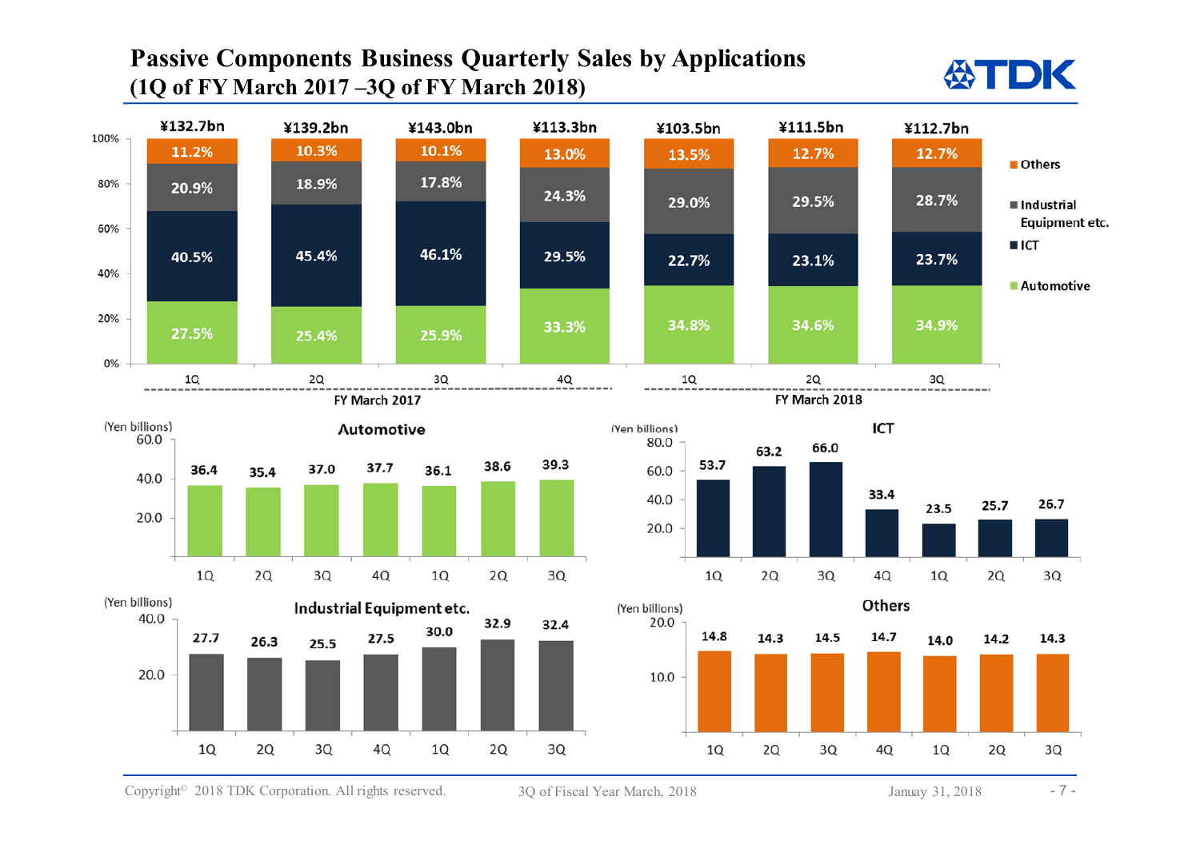# Passive Components Business Quarterly Sales by Applications (1Q of FY March 2017 –3Q of FY March 2018)

| | FY March 2017 1Q | 2Q | 3Q | 4Q | FY March 2018 1Q | 2Q | 3Q |
|---|---|---|---|---|---|---|---|
| Total | ¥132.7bn | ¥139.2bn | ¥143.0bn | ¥113.3bn | ¥103.5bn | ¥111.5bn | ¥112.7bn |
| Others | 11.2% | 10.3% | 10.1% | 13.0% | 13.5% | 12.7% | 12.7% |
| Industrial Equipment etc. | 20.9% | 18.9% | 17.8% | 24.3% | 29.0% | 29.5% | 28.7% |
| ICT | 40.5% | 45.4% | 46.1% | 29.5% | 22.7% | 23.1% | 23.7% |
| Automotive | 27.5% | 25.4% | 25.9% | 33.3% | 34.8% | 34.6% | 34.9% |

(Yen billions)

| | 1Q | 2Q | 3Q | 4Q | 1Q | 2Q | 3Q |
|---|---|---|---|---|---|---|---|
| Automotive | 36.4 | 35.4 | 37.0 | 37.7 | 36.1 | 38.6 | 39.3 |
| ICT | 53.7 | 63.2 | 66.0 | 33.4 | 23.5 | 25.7 | 26.7 |
| Industrial Equipment etc. | 27.7 | 26.3 | 25.5 | 27.5 | 30.0 | 32.9 | 32.4 |
| Others | 14.8 | 14.3 | 14.5 | 14.7 | 14.0 | 14.2 | 14.3 |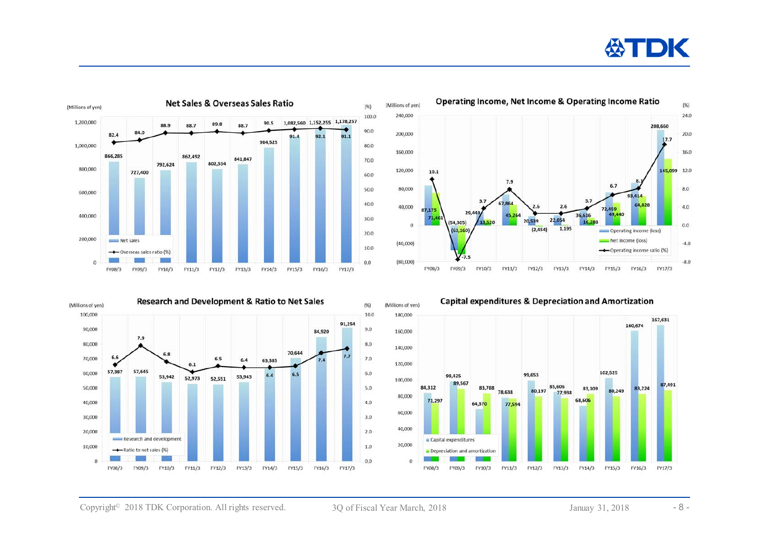## Net Sales & Overseas Sales Ratio

(Millions of yen)

| | FY08/3 | FY09/3 | FY10/3 | FY11/3 | FY12/3 | FY13/3 | FY14/3 | FY15/3 | FY16/3 | FY17/3 |
|---|---|---|---|---|---|---|---|---|---|---|
| Net sales | 866,285 | 727,400 | 792,624 | 862,492 | 802,534 | 841,847 | 984,525 | 1,082,560 | 1,152,255 | 1,178,257 |
| Overseas sales ratio (%) | 82.4 | 84.0 | 88.9 | 88.7 | 89.8 | 88.7 | 90.5 | 91.4 | 92.1 | 91.1 |

## Operating Income, Net Income & Operating Income Ratio

(Millions of yen)

| | FY08/3 | FY09/3 | FY10/3 | FY11/3 | FY12/3 | FY13/3 | FY14/3 | FY15/3 | FY16/3 | FY17/3 |
|---|---|---|---|---|---|---|---|---|---|---|
| Operating income (loss) | 87,175 | (54,305) | 29,443 | 67,864 | 20,539 | 22,054 | 36,616 | 72,459 | 93,414 | 208,660 |
| Net income (loss) | 71,461 | (63,160) | 13,520 | 45,264 | (2,454) | 1,195 | 16,288 | 49,440 | 64,828 | 145,099 |
| Operating income ratio (%) | 10.1 | -7.5 | 3.7 | 7.9 | 2.6 | 2.6 | 3.7 | 6.7 | 8.1 | 17.7 |

## Research and Development & Ratio to Net Sales

(Millions of yen)

| | FY08/3 | FY09/3 | FY10/3 | FY11/3 | FY12/3 | FY13/3 | FY14/3 | FY15/3 | FY16/3 | FY17/3 |
|---|---|---|---|---|---|---|---|---|---|---|
| Research and development | 57,387 | 57,645 | 53,942 | 52,973 | 52,551 | 53,943 | 63,385 | 70,644 | 84,920 | 91,254 |
| Ratio to net sales (%) | 6.6 | 7.9 | 6.8 | 6.1 | 6.5 | 6.4 | 6.4 | 6.5 | 7.4 | 7.7 |

## Capital expenditures & Depreciation and Amortization

(Millions of yen)

| | FY08/3 | FY09/3 | FY10/3 | FY11/3 | FY12/3 | FY13/3 | FY14/3 | FY15/3 | FY16/3 | FY17/3 |
|---|---|---|---|---|---|---|---|---|---|---|
| Capital expenditures | 84,312 | 98,425 | 64,370 | 78,638 | 99,653 | 85,606 | 68,606 | 102,525 | 160,674 | 167,631 |
| Depreciation and amortization | 71,297 | 89,567 | 83,788 | 77,594 | 80,197 | 77,938 | 83,109 | 80,249 | 83,224 | 87,491 |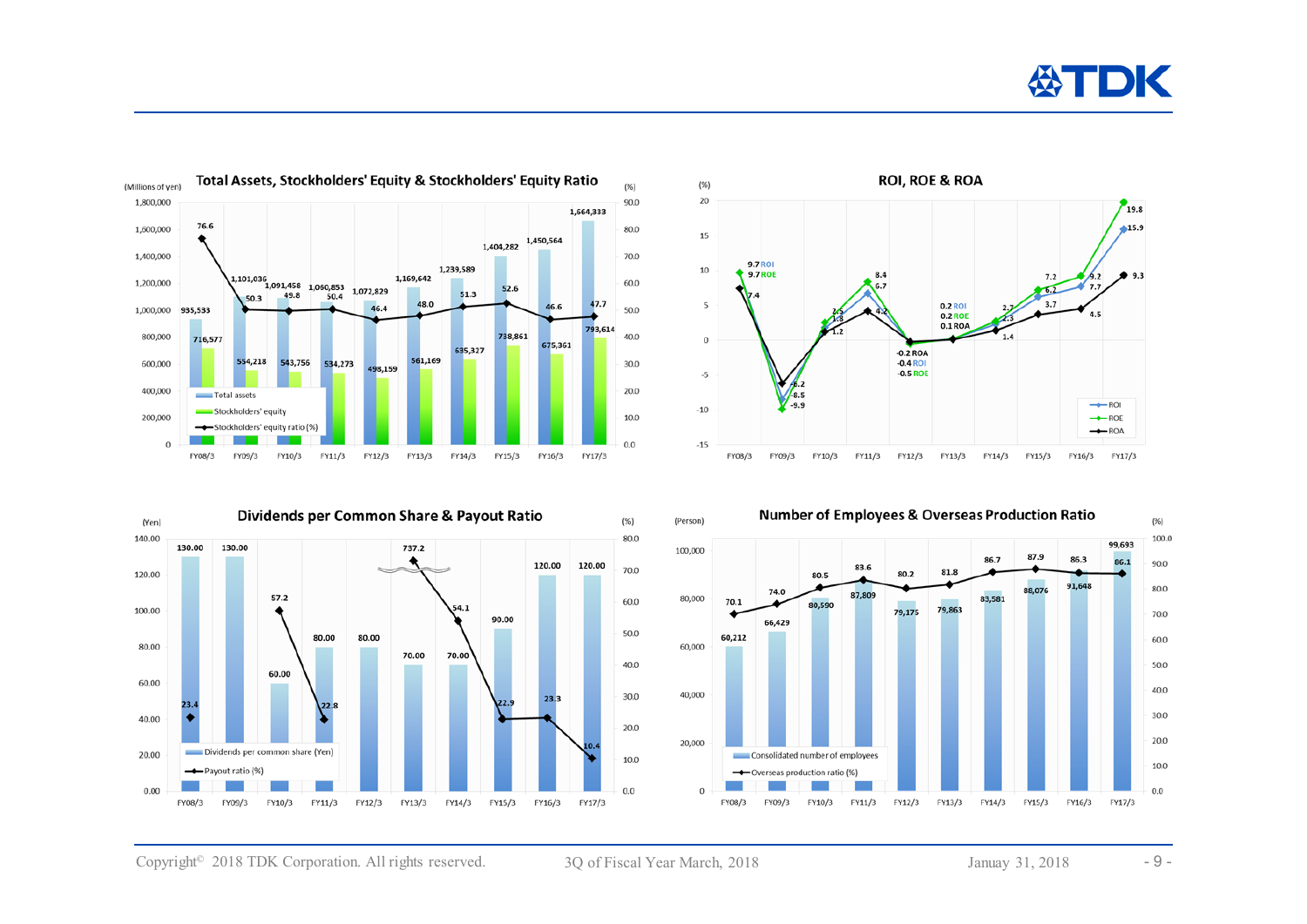## Total Assets, Stockholders' Equity & Stockholders' Equity Ratio

(Millions of yen) / (%)

| | FY08/3 | FY09/3 | FY10/3 | FY11/3 | FY12/3 | FY13/3 | FY14/3 | FY15/3 | FY16/3 | FY17/3 |
|---|---|---|---|---|---|---|---|---|---|---|
| Total assets | 935,533 | 1,101,036 | 1,091,458 | 1,060,853 | 1,072,829 | 1,169,642 | 1,239,589 | 1,404,282 | 1,450,564 | 1,664,333 |
| Stockholders' equity | 716,577 | 554,218 | 543,756 | 534,273 | 498,159 | 561,169 | 635,327 | 738,861 | 675,361 | 793,614 |
| Stockholders' equity ratio (%) | 76.6 | 50.3 | 49.8 | 50.4 | 46.4 | 48.0 | 51.3 | 52.6 | 46.6 | 47.7 |

## ROI, ROE & ROA

(%)

| | FY08/3 | FY09/3 | FY10/3 | FY11/3 | FY12/3 | FY13/3 | FY14/3 | FY15/3 | FY16/3 | FY17/3 |
|---|---|---|---|---|---|---|---|---|---|---|
| ROI | 9.7 | -8.5 | 1.8 | 6.7 | -0.4 | 0.2 | 2.3 | 6.2 | 7.7 | 15.9 |
| ROE | 9.7 | -9.9 | 2.5 | 8.4 | -0.5 | 0.2 | 2.7 | 7.2 | 9.2 | 19.8 |
| ROA | 7.4 | -6.2 | 1.2 | 4.2 | -0.2 | 0.1 | 1.4 | 3.7 | 4.5 | 9.3 |

## Dividends per Common Share & Payout Ratio

(Yen) / (%)

| | FY08/3 | FY09/3 | FY10/3 | FY11/3 | FY12/3 | FY13/3 | FY14/3 | FY15/3 | FY16/3 | FY17/3 |
|---|---|---|---|---|---|---|---|---|---|---|
| Dividends per common share (Yen) | 130.00 | 130.00 | 60.00 | 80.00 | 80.00 | 70.00 | 70.00 | 90.00 | 120.00 | 120.00 |
| Payout ratio (%) | 23.4 | | 57.2 | 22.8 | | 737.2 | 54.1 | 22.9 | 23.3 | 10.4 |

## Number of Employees & Overseas Production Ratio

(Person) / (%)

| | FY08/3 | FY09/3 | FY10/3 | FY11/3 | FY12/3 | FY13/3 | FY14/3 | FY15/3 | FY16/3 | FY17/3 |
|---|---|---|---|---|---|---|---|---|---|---|
| Consolidated number of employees | 60,212 | 66,429 | 80,590 | 87,809 | 79,175 | 79,863 | 83,581 | 88,076 | 91,648 | 99,693 |
| Overseas production ratio (%) | 70.1 | 74.0 | 80.5 | 83.6 | 80.2 | 81.8 | 86.7 | 87.9 | 86.3 | 86.1 |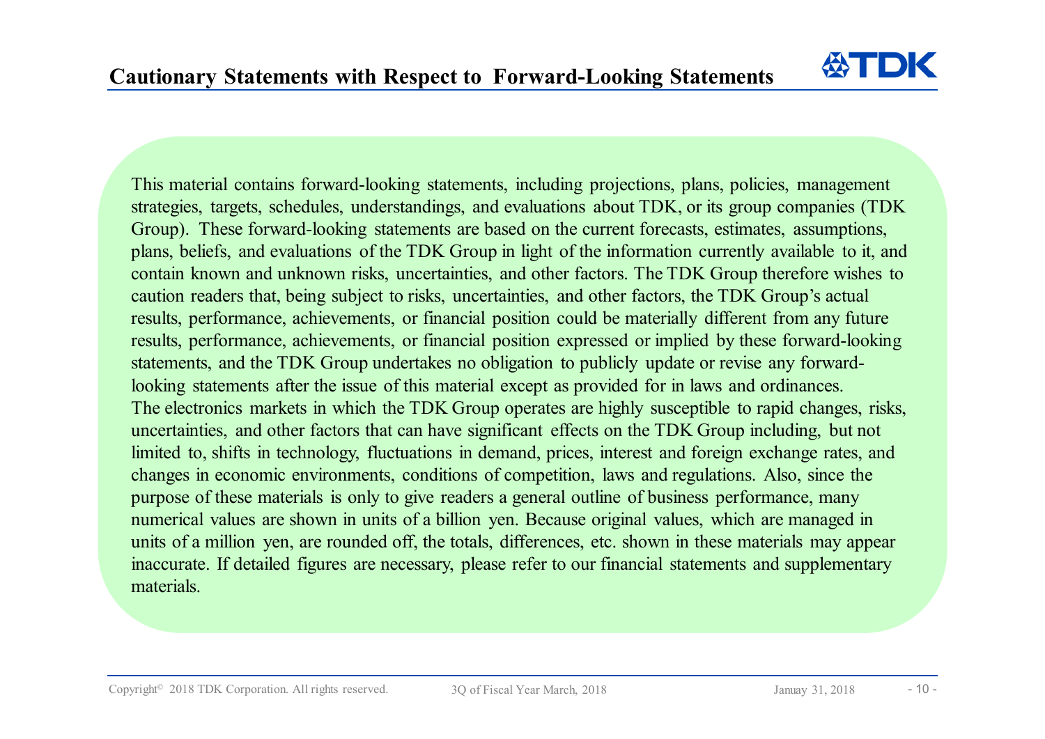## Cautionary Statements with Respect to Forward-Looking Statements

This material contains forward-looking statements, including projections, plans, policies, management strategies, targets, schedules, understandings, and evaluations about TDK, or its group companies (TDK Group). These forward-looking statements are based on the current forecasts, estimates, assumptions, plans, beliefs, and evaluations of the TDK Group in light of the information currently available to it, and contain known and unknown risks, uncertainties, and other factors. The TDK Group therefore wishes to caution readers that, being subject to risks, uncertainties, and other factors, the TDK Group's actual results, performance, achievements, or financial position could be materially different from any future results, performance, achievements, or financial position expressed or implied by these forward-looking statements, and the TDK Group undertakes no obligation to publicly update or revise any forward-looking statements after the issue of this material except as provided for in laws and ordinances.
The electronics markets in which the TDK Group operates are highly susceptible to rapid changes, risks, uncertainties, and other factors that can have significant effects on the TDK Group including, but not limited to, shifts in technology, fluctuations in demand, prices, interest and foreign exchange rates, and changes in economic environments, conditions of competition, laws and regulations. Also, since the purpose of these materials is only to give readers a general outline of business performance, many numerical values are shown in units of a billion yen. Because original values, which are managed in units of a million yen, are rounded off, the totals, differences, etc. shown in these materials may appear inaccurate. If detailed figures are necessary, please refer to our financial statements and supplementary materials.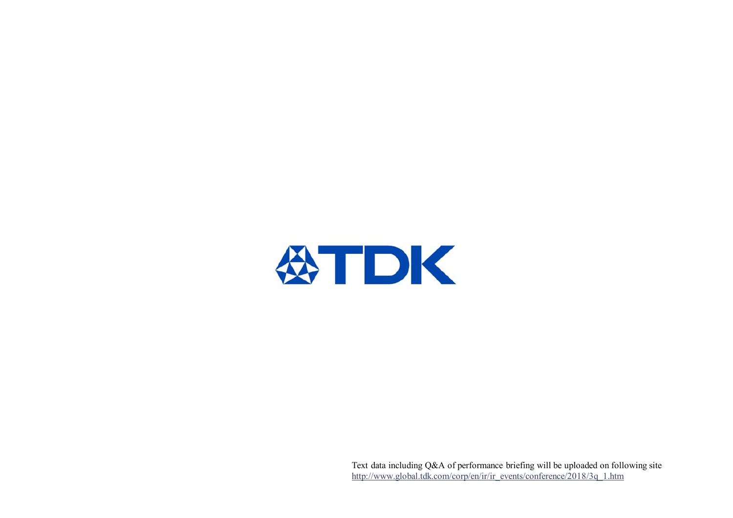TDK

Text data including Q&A of performance briefing will be uploaded on following site
http://www.global.tdk.com/corp/en/ir/ir_events/conference/2018/3q_1.htm